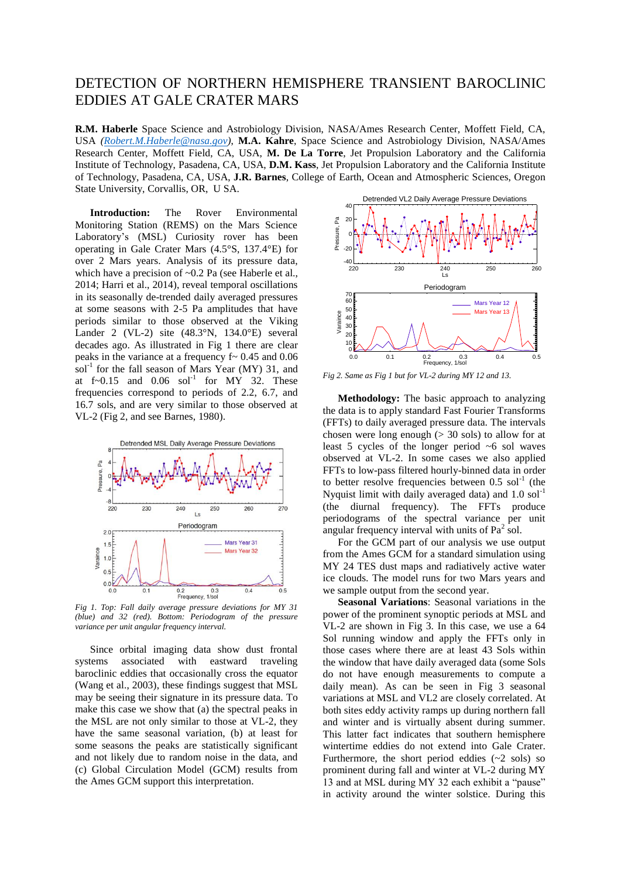# DETECTION OF NORTHERN HEMISPHERE TRANSIENT BAROCLINIC EDDIES AT GALE CRATER MARS

**R.M. Haberle** Space Science and Astrobiology Division, NASA/Ames Research Center, Moffett Field, CA, USA *(Robert.M.Haberle@nasa.gov)*, **M.A. Kahre**, Space Science and Astrobiology Division, NASA/Ames Research Center, Moffett Field, CA, USA, **M. De La Torre**, Jet Propulsion Laboratory and the California Institute of Technology, Pasadena, CA, USA, **D.M. Kass**, Jet Propulsion Laboratory and the California Institute of Technology, Pasadena, CA, USA, **J.R. Barnes**, College of Earth, Ocean and Atmospheric Sciences, Oregon State University, Corvallis, OR, U SA.

**Introduction:** The Rover Environmental Monitoring Station (REMS) on the Mars Science Laboratory's (MSL) Curiosity rover has been operating in Gale Crater Mars (4.5°S, 137.4°E) for over 2 Mars years. Analysis of its pressure data, which have a precision of ~0.2 Pa (see Haberle et al., 2014; Harri et al., 2014), reveal temporal oscillations in its seasonally de-trended daily averaged pressures at some seasons with 2-5 Pa amplitudes that have periods similar to those observed at the Viking Lander 2 (VL-2) site (48.3°N, 134.0°E) several decades ago. As illustrated in Fig 1 there are clear peaks in the variance at a frequency f~ 0.45 and 0.06 sol$^{-1}$ for the fall season of Mars Year (MY) 31, and at f~0.15 and 0.06 sol$^{-1}$ for MY 32. These frequencies correspond to periods of 2.2, 6.7, and 16.7 sols, and are very similar to those observed at VL-2 (Fig 2, and see Barnes, 1980).

*Fig 1. Top: Fall daily average pressure deviations for MY 31 (blue) and 32 (red). Bottom: Periodogram of the pressure variance per unit angular frequency interval.*

Since orbital imaging data show dust frontal systems associated with eastward traveling baroclinic eddies that occasionally cross the equator (Wang et al., 2003), these findings suggest that MSL may be seeing their signature in its pressure data. To make this case we show that (a) the spectral peaks in the MSL are not only similar to those at VL-2, they have the same seasonal variation, (b) at least for some seasons the peaks are statistically significant and not likely due to random noise in the data, and (c) Global Circulation Model (GCM) results from the Ames GCM support this interpretation.

*Fig 2. Same as Fig 1 but for VL-2 during MY 12 and 13.*

**Methodology:** The basic approach to analyzing the data is to apply standard Fast Fourier Transforms (FFTs) to daily averaged pressure data. The intervals chosen were long enough (> 30 sols) to allow for at least 5 cycles of the longer period ~6 sol waves observed at VL-2. In some cases we also applied FFTs to low-pass filtered hourly-binned data in order to better resolve frequencies between 0.5 sol$^{-1}$ (the Nyquist limit with daily averaged data) and 1.0 sol$^{-1}$ (the diurnal frequency). The FFTs produce periodograms of the spectral variance per unit angular frequency interval with units of Pa$^2$ sol.

For the GCM part of our analysis we use output from the Ames GCM for a standard simulation using MY 24 TES dust maps and radiatively active water ice clouds. The model runs for two Mars years and we sample output from the second year.

**Seasonal Variations**: Seasonal variations in the power of the prominent synoptic periods at MSL and VL-2 are shown in Fig 3. In this case, we use a 64 Sol running window and apply the FFTs only in those cases where there are at least 43 Sols within the window that have daily averaged data (some Sols do not have enough measurements to compute a daily mean). As can be seen in Fig 3 seasonal variations at MSL and VL2 are closely correlated. At both sites eddy activity ramps up during northern fall and winter and is virtually absent during summer. This latter fact indicates that southern hemisphere wintertime eddies do not extend into Gale Crater. Furthermore, the short period eddies (~2 sols) so prominent during fall and winter at VL-2 during MY 13 and at MSL during MY 32 each exhibit a "pause" in activity around the winter solstice. During this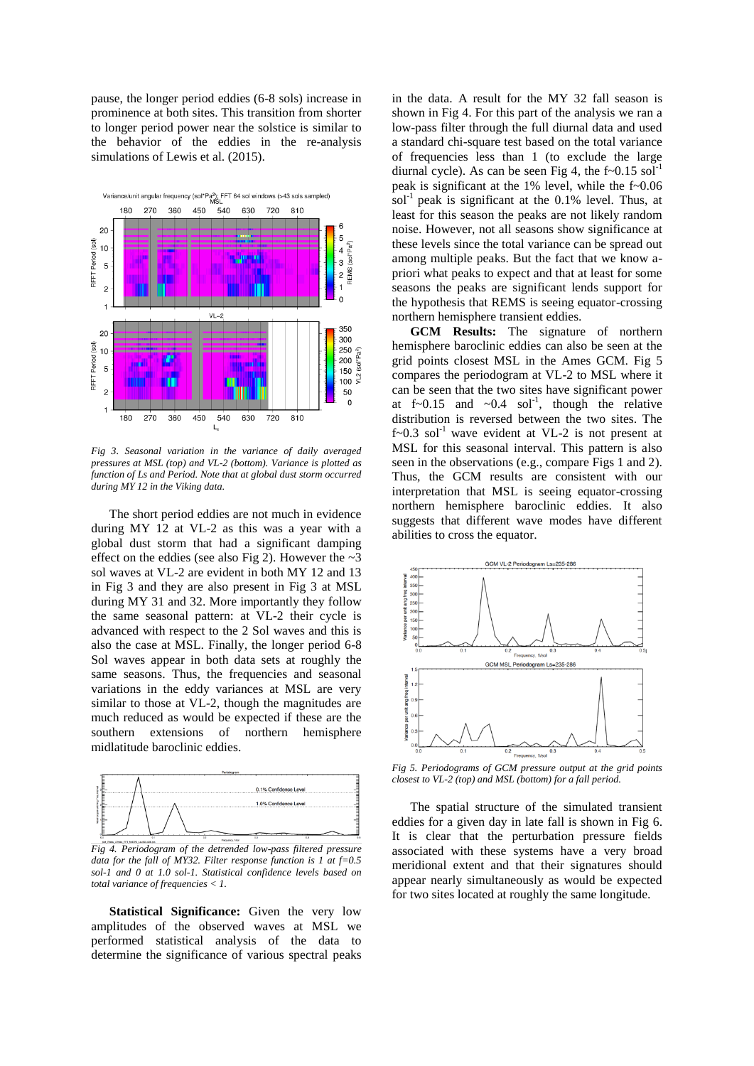pause, the longer period eddies (6-8 sols) increase in prominence at both sites. This transition from shorter to longer period power near the solstice is similar to the behavior of the eddies in the re-analysis simulations of Lewis et al. (2015).

*Fig 3. Seasonal variation in the variance of daily averaged pressures at MSL (top) and VL-2 (bottom). Variance is plotted as function of Ls and Period. Note that at global dust storm occurred during MY 12 in the Viking data.*

The short period eddies are not much in evidence during MY 12 at VL-2 as this was a year with a global dust storm that had a significant damping effect on the eddies (see also Fig 2). However the ~3 sol waves at VL-2 are evident in both MY 12 and 13 in Fig 3 and they are also present in Fig 3 at MSL during MY 31 and 32. More importantly they follow the same seasonal pattern: at VL-2 their cycle is advanced with respect to the 2 Sol waves and this is also the case at MSL. Finally, the longer period 6-8 Sol waves appear in both data sets at roughly the same seasons. Thus, the frequencies and seasonal variations in the eddy variances at MSL are very similar to those at VL-2, though the magnitudes are much reduced as would be expected if these are the southern extensions of northern hemisphere midlatitude baroclinic eddies.

*Fig 4. Periodogram of the detrended low-pass filtered pressure data for the fall of MY32. Filter response function is 1 at f=0.5 sol-1 and 0 at 1.0 sol-1. Statistical confidence levels based on total variance of frequencies < 1.*

**Statistical Significance:** Given the very low amplitudes of the observed waves at MSL we performed statistical analysis of the data to determine the significance of various spectral peaks in the data. A result for the MY 32 fall season is shown in Fig 4. For this part of the analysis we ran a low-pass filter through the full diurnal data and used a standard chi-square test based on the total variance of frequencies less than 1 (to exclude the large diurnal cycle). As can be seen Fig 4, the f~0.15 sol$^{-1}$ peak is significant at the 1% level, while the f~0.06 sol$^{-1}$ peak is significant at the 0.1% level. Thus, at least for this season the peaks are not likely random noise. However, not all seasons show significance at these levels since the total variance can be spread out among multiple peaks. But the fact that we know a-priori what peaks to expect and that at least for some seasons the peaks are significant lends support for the hypothesis that REMS is seeing equator-crossing northern hemisphere transient eddies.

**GCM Results:** The signature of northern hemisphere baroclinic eddies can also be seen at the grid points closest MSL in the Ames GCM. Fig 5 compares the periodogram at VL-2 to MSL where it can be seen that the two sites have significant power at f~0.15 and ~0.4 sol$^{-1}$, though the relative distribution is reversed between the two sites. The f~0.3 sol$^{-1}$ wave evident at VL-2 is not present at MSL for this seasonal interval. This pattern is also seen in the observations (e.g., compare Figs 1 and 2). Thus, the GCM results are consistent with our interpretation that MSL is seeing equator-crossing northern hemisphere baroclinic eddies. It also suggests that different wave modes have different abilities to cross the equator.

*Fig 5. Periodograms of GCM pressure output at the grid points closest to VL-2 (top) and MSL (bottom) for a fall period.*

The spatial structure of the simulated transient eddies for a given day in late fall is shown in Fig 6. It is clear that the perturbation pressure fields associated with these systems have a very broad meridional extent and that their signatures should appear nearly simultaneously as would be expected for two sites located at roughly the same longitude.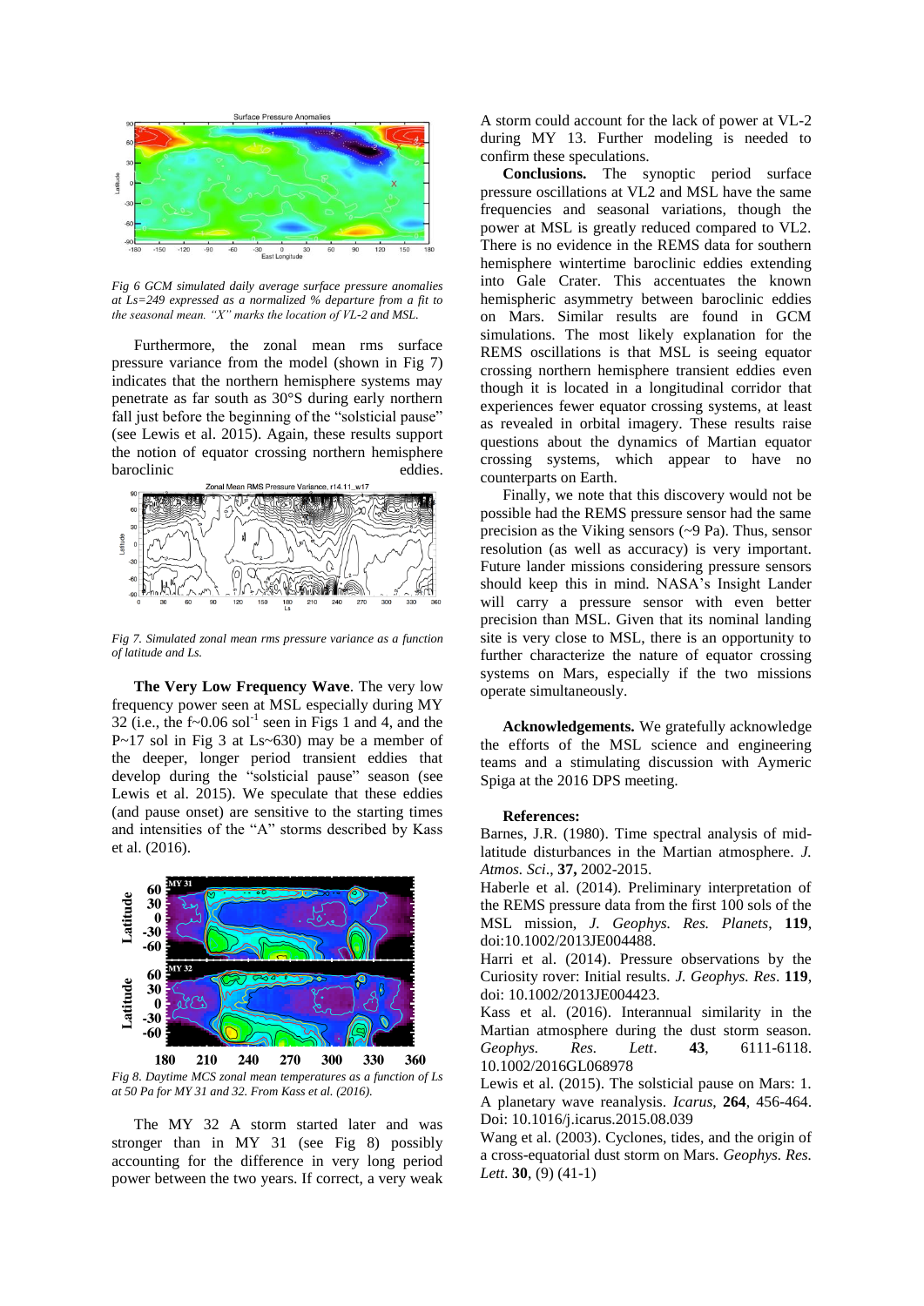Surface Pressure Anomalies

90, 60, 30, 0, -30, -60, -90

Latitude

-180, -150, -120, -90, -60, -30, 0, 30, 60, 90, 120, 150, 180

East Longitude

*Fig 6 GCM simulated daily average surface pressure anomalies at Ls=249 expressed as a normalized % departure from a fit to the seasonal mean. "X" marks the location of VL-2 and MSL.*

Furthermore, the zonal mean rms surface pressure variance from the model (shown in Fig 7) indicates that the northern hemisphere systems may penetrate as far south as 30°S during early northern fall just before the beginning of the "solsticial pause" (see Lewis et al. 2015). Again, these results support the notion of equator crossing northern hemisphere baroclinic eddies.

Zonal Mean RMS Pressure Variance, r14.11_w17

90, 60, 30, 0, -30, -60, -90

Latitude

0, 30, 60, 90, 120, 150, 180, 210, 240, 270, 300, 330, 360

Ls

*Fig 7. Simulated zonal mean rms pressure variance as a function of latitude and Ls.*

**The Very Low Frequency Wave**. The very low frequency power seen at MSL especially during MY 32 (i.e., the f~0.06 $sol^{-1}$ seen in Figs 1 and 4, and the P~17 sol in Fig 3 at Ls~630) may be a member of the deeper, longer period transient eddies that develop during the "solsticial pause" season (see Lewis et al. 2015). We speculate that these eddies (and pause onset) are sensitive to the starting times and intensities of the "A" storms described by Kass et al. (2016).

MY 31

MY 32

60, 30, 0, -30, -60

Latitude

180, 210, 240, 270, 300, 330, 360

*Fig 8. Daytime MCS zonal mean temperatures as a function of Ls at 50 Pa for MY 31 and 32. From Kass et al. (2016).*

The MY 32 A storm started later and was stronger than in MY 31 (see Fig 8) possibly accounting for the difference in very long period power between the two years. If correct, a very weak A storm could account for the lack of power at VL-2 during MY 13. Further modeling is needed to confirm these speculations.

**Conclusions.** The synoptic period surface pressure oscillations at VL2 and MSL have the same frequencies and seasonal variations, though the power at MSL is greatly reduced compared to VL2. There is no evidence in the REMS data for southern hemisphere wintertime baroclinic eddies extending into Gale Crater. This accentuates the known hemispheric asymmetry between baroclinic eddies on Mars. Similar results are found in GCM simulations. The most likely explanation for the REMS oscillations is that MSL is seeing equator crossing northern hemisphere transient eddies even though it is located in a longitudinal corridor that experiences fewer equator crossing systems, at least as revealed in orbital imagery. These results raise questions about the dynamics of Martian equator crossing systems, which appear to have no counterparts on Earth.

Finally, we note that this discovery would not be possible had the REMS pressure sensor had the same precision as the Viking sensors (~9 Pa). Thus, sensor resolution (as well as accuracy) is very important. Future lander missions considering pressure sensors should keep this in mind. NASA's Insight Lander will carry a pressure sensor with even better precision than MSL. Given that its nominal landing site is very close to MSL, there is an opportunity to further characterize the nature of equator crossing systems on Mars, especially if the two missions operate simultaneously.

**Acknowledgements.** We gratefully acknowledge the efforts of the MSL science and engineering teams and a stimulating discussion with Aymeric Spiga at the 2016 DPS meeting.

**References:**

Barnes, J.R. (1980). Time spectral analysis of mid-latitude disturbances in the Martian atmosphere. *J. Atmos. Sci*., **37,** 2002-2015.

Haberle et al. (2014). Preliminary interpretation of the REMS pressure data from the first 100 sols of the MSL mission, *J. Geophys. Res. Planets*, **119**, doi:10.1002/2013JE004488.

Harri et al. (2014). Pressure observations by the Curiosity rover: Initial results. *J. Geophys. Res*. **119**, doi: 10.1002/2013JE004423.

Kass et al. (2016). Interannual similarity in the Martian atmosphere during the dust storm season. *Geophys. Res. Lett*. **43**, 6111-6118. 10.1002/2016GL068978

Lewis et al. (2015). The solsticial pause on Mars: 1. A planetary wave reanalysis. *Icarus*, **264**, 456-464. Doi: 10.1016/j.icarus.2015.08.039

Wang et al. (2003). Cyclones, tides, and the origin of a cross-equatorial dust storm on Mars. *Geophys. Res. Lett.* **30**, (9) (41-1)